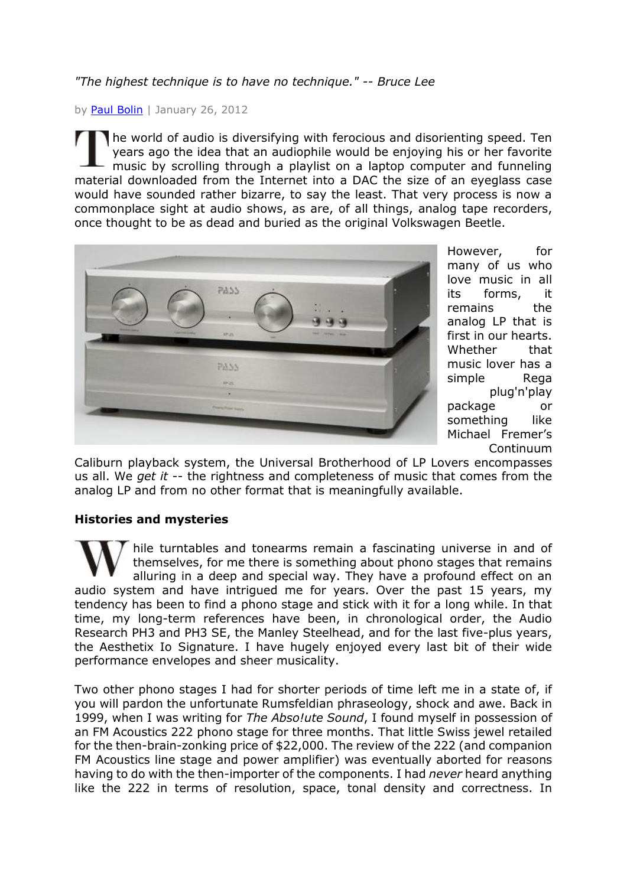*"The highest technique is to have no technique." -- Bruce Lee*

by [Paul Bolin](#) | January 26, 2012

The world of audio is diversifying with ferocious and disorienting speed. Ten years ago the idea that an audiophile would be enjoying his or her favorite music by scrolling through a playlist on a laptop computer and funneling material downloaded from the Internet into a DAC the size of an eyeglass case would have sounded rather bizarre, to say the least. That very process is now a commonplace sight at audio shows, as are, of all things, analog tape recorders, once thought to be as dead and buried as the original Volkswagen Beetle.

However, for many of us who love music in all its forms, it remains the analog LP that is first in our hearts. Whether that music lover has a simple Rega plug'n'play package or something like Michael Fremer's Continuum Caliburn playback system, the Universal Brotherhood of LP Lovers encompasses us all. We *get it* -- the rightness and completeness of music that comes from the analog LP and from no other format that is meaningfully available.

### Histories and mysteries

While turntables and tonearms remain a fascinating universe in and of themselves, for me there is something about phono stages that remains alluring in a deep and special way. They have a profound effect on an audio system and have intrigued me for years. Over the past 15 years, my tendency has been to find a phono stage and stick with it for a long while. In that time, my long-term references have been, in chronological order, the Audio Research PH3 and PH3 SE, the Manley Steelhead, and for the last five-plus years, the Aesthetix Io Signature. I have hugely enjoyed every last bit of their wide performance envelopes and sheer musicality.

Two other phono stages I had for shorter periods of time left me in a state of, if you will pardon the unfortunate Rumsfeldian phraseology, shock and awe. Back in 1999, when I was writing for *The Abso!ute Sound*, I found myself in possession of an FM Acoustics 222 phono stage for three months. That little Swiss jewel retailed for the then-brain-zonking price of $22,000. The review of the 222 (and companion FM Acoustics line stage and power amplifier) was eventually aborted for reasons having to do with the then-importer of the components. I had *never* heard anything like the 222 in terms of resolution, space, tonal density and correctness. In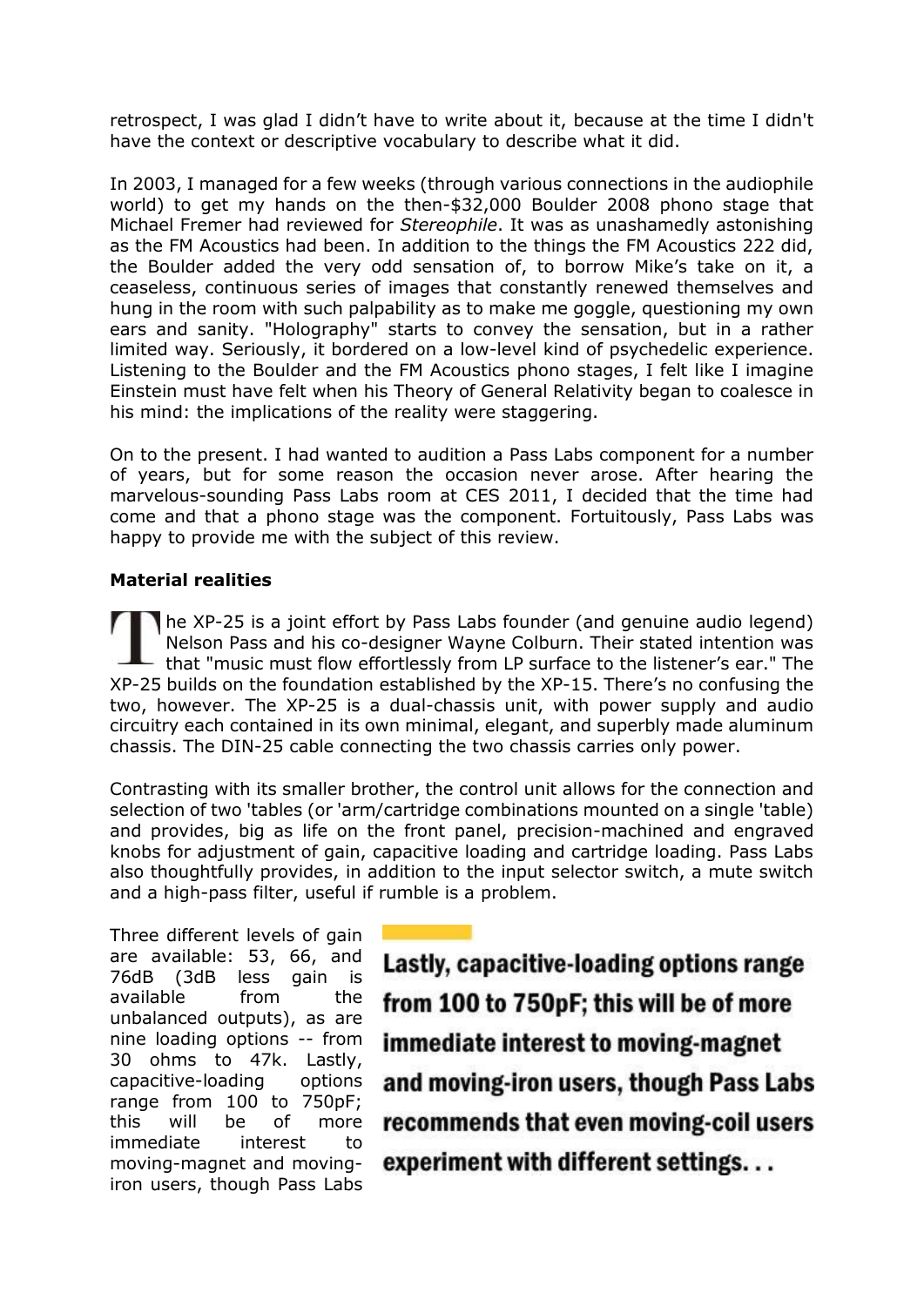retrospect, I was glad I didn't have to write about it, because at the time I didn't have the context or descriptive vocabulary to describe what it did.

In 2003, I managed for a few weeks (through various connections in the audiophile world) to get my hands on the then-$32,000 Boulder 2008 phono stage that Michael Fremer had reviewed for *Stereophile*. It was as unashamedly astonishing as the FM Acoustics had been. In addition to the things the FM Acoustics 222 did, the Boulder added the very odd sensation of, to borrow Mike's take on it, a ceaseless, continuous series of images that constantly renewed themselves and hung in the room with such palpability as to make me goggle, questioning my own ears and sanity. "Holography" starts to convey the sensation, but in a rather limited way. Seriously, it bordered on a low-level kind of psychedelic experience. Listening to the Boulder and the FM Acoustics phono stages, I felt like I imagine Einstein must have felt when his Theory of General Relativity began to coalesce in his mind: the implications of the reality were staggering.

On to the present. I had wanted to audition a Pass Labs component for a number of years, but for some reason the occasion never arose. After hearing the marvelous-sounding Pass Labs room at CES 2011, I decided that the time had come and that a phono stage was the component. Fortuitously, Pass Labs was happy to provide me with the subject of this review.

**Material realities**

The XP-25 is a joint effort by Pass Labs founder (and genuine audio legend) Nelson Pass and his co-designer Wayne Colburn. Their stated intention was that "music must flow effortlessly from LP surface to the listener's ear." The XP-25 builds on the foundation established by the XP-15. There's no confusing the two, however. The XP-25 is a dual-chassis unit, with power supply and audio circuitry each contained in its own minimal, elegant, and superbly made aluminum chassis. The DIN-25 cable connecting the two chassis carries only power.

Contrasting with its smaller brother, the control unit allows for the connection and selection of two 'tables (or 'arm/cartridge combinations mounted on a single 'table) and provides, big as life on the front panel, precision-machined and engraved knobs for adjustment of gain, capacitive loading and cartridge loading. Pass Labs also thoughtfully provides, in addition to the input selector switch, a mute switch and a high-pass filter, useful if rumble is a problem.

Three different levels of gain are available: 53, 66, and 76dB (3dB less gain is available from the unbalanced outputs), as are nine loading options -- from 30 ohms to 47k. Lastly, capacitive-loading options range from 100 to 750pF; this will be of more immediate interest to moving-magnet and moving-iron users, though Pass Labs

**Lastly, capacitive-loading options range from 100 to 750pF; this will be of more immediate interest to moving-magnet and moving-iron users, though Pass Labs recommends that even moving-coil users experiment with different settings. . .**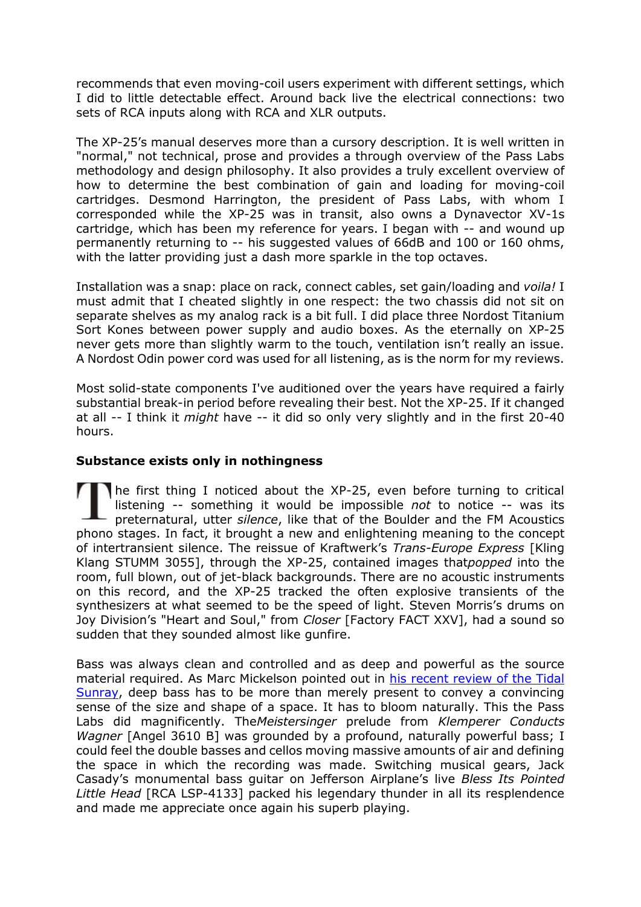recommends that even moving-coil users experiment with different settings, which I did to little detectable effect. Around back live the electrical connections: two sets of RCA inputs along with RCA and XLR outputs.

The XP-25's manual deserves more than a cursory description. It is well written in "normal," not technical, prose and provides a through overview of the Pass Labs methodology and design philosophy. It also provides a truly excellent overview of how to determine the best combination of gain and loading for moving-coil cartridges. Desmond Harrington, the president of Pass Labs, with whom I corresponded while the XP-25 was in transit, also owns a Dynavector XV-1s cartridge, which has been my reference for years. I began with -- and wound up permanently returning to -- his suggested values of 66dB and 100 or 160 ohms, with the latter providing just a dash more sparkle in the top octaves.

Installation was a snap: place on rack, connect cables, set gain/loading and *voila!* I must admit that I cheated slightly in one respect: the two chassis did not sit on separate shelves as my analog rack is a bit full. I did place three Nordost Titanium Sort Kones between power supply and audio boxes. As the eternally on XP-25 never gets more than slightly warm to the touch, ventilation isn't really an issue. A Nordost Odin power cord was used for all listening, as is the norm for my reviews.

Most solid-state components I've auditioned over the years have required a fairly substantial break-in period before revealing their best. Not the XP-25. If it changed at all -- I think it *might* have -- it did so only very slightly and in the first 20-40 hours.

**Substance exists only in nothingness**

The first thing I noticed about the XP-25, even before turning to critical listening -- something it would be impossible *not* to notice -- was its preternatural, utter *silence*, like that of the Boulder and the FM Acoustics phono stages. In fact, it brought a new and enlightening meaning to the concept of intertransient silence. The reissue of Kraftwerk's *Trans-Europe Express* [Kling Klang STUMM 3055], through the XP-25, contained images that*popped* into the room, full blown, out of jet-black backgrounds. There are no acoustic instruments on this record, and the XP-25 tracked the often explosive transients of the synthesizers at what seemed to be the speed of light. Steven Morris's drums on Joy Division's "Heart and Soul," from *Closer* [Factory FACT XXV], had a sound so sudden that they sounded almost like gunfire.

Bass was always clean and controlled and as deep and powerful as the source material required. As Marc Mickelson pointed out in his recent review of the Tidal Sunray, deep bass has to be more than merely present to convey a convincing sense of the size and shape of a space. It has to bloom naturally. This the Pass Labs did magnificently. The*Meistersinger* prelude from *Klemperer Conducts Wagner* [Angel 3610 B] was grounded by a profound, naturally powerful bass; I could feel the double basses and cellos moving massive amounts of air and defining the space in which the recording was made. Switching musical gears, Jack Casady's monumental bass guitar on Jefferson Airplane's live *Bless Its Pointed Little Head* [RCA LSP-4133] packed his legendary thunder in all its resplendence and made me appreciate once again his superb playing.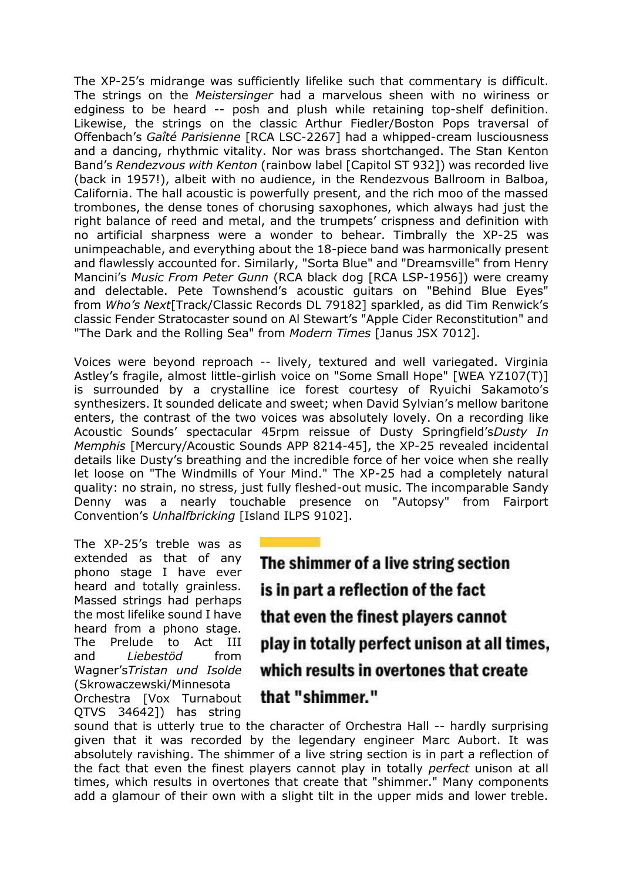The XP-25's midrange was sufficiently lifelike such that commentary is difficult. The strings on the *Meistersinger* had a marvelous sheen with no wiriness or edginess to be heard -- posh and plush while retaining top-shelf definition. Likewise, the strings on the classic Arthur Fiedler/Boston Pops traversal of Offenbach's *Gaîté Parisienne* [RCA LSC-2267] had a whipped-cream lusciousness and a dancing, rhythmic vitality. Nor was brass shortchanged. The Stan Kenton Band's *Rendezvous with Kenton* (rainbow label [Capitol ST 932]) was recorded live (back in 1957!), albeit with no audience, in the Rendezvous Ballroom in Balboa, California. The hall acoustic is powerfully present, and the rich moo of the massed trombones, the dense tones of chorusing saxophones, which always had just the right balance of reed and metal, and the trumpets' crispness and definition with no artificial sharpness were a wonder to behear. Timbrally the XP-25 was unimpeachable, and everything about the 18-piece band was harmonically present and flawlessly accounted for. Similarly, "Sorta Blue" and "Dreamsville" from Henry Mancini's *Music From Peter Gunn* (RCA black dog [RCA LSP-1956]) were creamy and delectable. Pete Townshend's acoustic guitars on "Behind Blue Eyes" from *Who's Next*[Track/Classic Records DL 79182] sparkled, as did Tim Renwick's classic Fender Stratocaster sound on Al Stewart's "Apple Cider Reconstitution" and "The Dark and the Rolling Sea" from *Modern Times* [Janus JSX 7012].

Voices were beyond reproach -- lively, textured and well variegated. Virginia Astley's fragile, almost little-girlish voice on "Some Small Hope" [WEA YZ107(T)] is surrounded by a crystalline ice forest courtesy of Ryuichi Sakamoto's synthesizers. It sounded delicate and sweet; when David Sylvian's mellow baritone enters, the contrast of the two voices was absolutely lovely. On a recording like Acoustic Sounds' spectacular 45rpm reissue of Dusty Springfield's*Dusty In Memphis* [Mercury/Acoustic Sounds APP 8214-45], the XP-25 revealed incidental details like Dusty's breathing and the incredible force of her voice when she really let loose on "The Windmills of Your Mind." The XP-25 had a completely natural quality: no strain, no stress, just fully fleshed-out music. The incomparable Sandy Denny was a nearly touchable presence on "Autopsy" from Fairport Convention's *Unhalfbricking* [Island ILPS 9102].

**The shimmer of a live string section is in part a reflection of the fact that even the finest players cannot play in totally perfect unison at all times, which results in overtones that create that "shimmer."**

The XP-25's treble was as extended as that of any phono stage I have ever heard and totally grainless. Massed strings had perhaps the most lifelike sound I have heard from a phono stage. The Prelude to Act III and *Liebestöd* from Wagner's*Tristan und Isolde* (Skrowaczewski/Minnesota Orchestra [Vox Turnabout QTVS 34642]) has string sound that is utterly true to the character of Orchestra Hall -- hardly surprising given that it was recorded by the legendary engineer Marc Aubort. It was absolutely ravishing. The shimmer of a live string section is in part a reflection of the fact that even the finest players cannot play in totally *perfect* unison at all times, which results in overtones that create that "shimmer." Many components add a glamour of their own with a slight tilt in the upper mids and lower treble.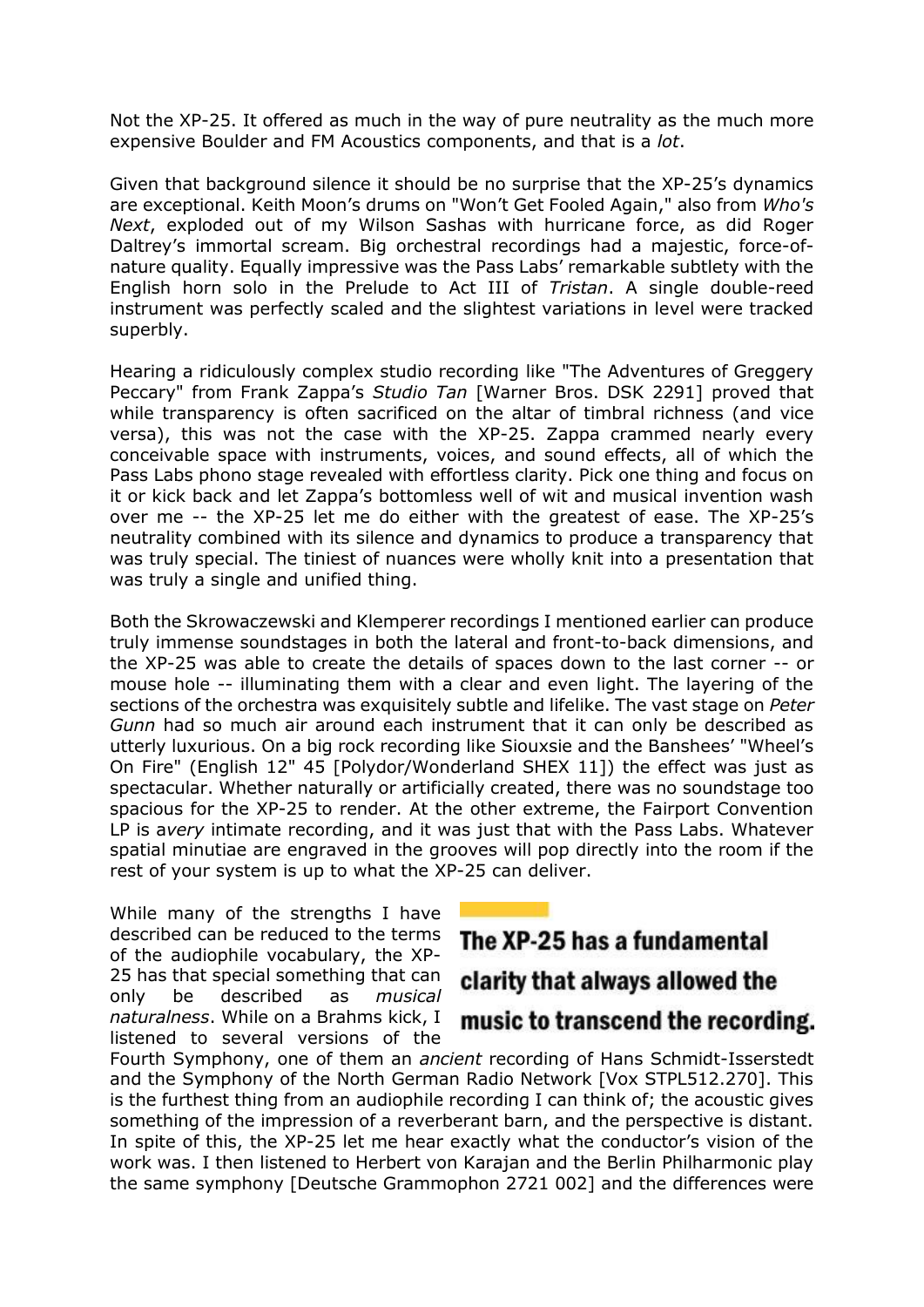Not the XP-25. It offered as much in the way of pure neutrality as the much more expensive Boulder and FM Acoustics components, and that is a *lot*.

Given that background silence it should be no surprise that the XP-25's dynamics are exceptional. Keith Moon's drums on "Won't Get Fooled Again," also from *Who's Next*, exploded out of my Wilson Sashas with hurricane force, as did Roger Daltrey's immortal scream. Big orchestral recordings had a majestic, force-of-nature quality. Equally impressive was the Pass Labs' remarkable subtlety with the English horn solo in the Prelude to Act III of *Tristan*. A single double-reed instrument was perfectly scaled and the slightest variations in level were tracked superbly.

Hearing a ridiculously complex studio recording like "The Adventures of Greggery Peccary" from Frank Zappa's *Studio Tan* [Warner Bros. DSK 2291] proved that while transparency is often sacrificed on the altar of timbral richness (and vice versa), this was not the case with the XP-25. Zappa crammed nearly every conceivable space with instruments, voices, and sound effects, all of which the Pass Labs phono stage revealed with effortless clarity. Pick one thing and focus on it or kick back and let Zappa's bottomless well of wit and musical invention wash over me -- the XP-25 let me do either with the greatest of ease. The XP-25's neutrality combined with its silence and dynamics to produce a transparency that was truly special. The tiniest of nuances were wholly knit into a presentation that was truly a single and unified thing.

Both the Skrowaczewski and Klemperer recordings I mentioned earlier can produce truly immense soundstages in both the lateral and front-to-back dimensions, and the XP-25 was able to create the details of spaces down to the last corner -- or mouse hole -- illuminating them with a clear and even light. The layering of the sections of the orchestra was exquisitely subtle and lifelike. The vast stage on *Peter Gunn* had so much air around each instrument that it can only be described as utterly luxurious. On a big rock recording like Siouxsie and the Banshees' "Wheel's On Fire" (English 12" 45 [Polydor/Wonderland SHEX 11]) the effect was just as spectacular. Whether naturally or artificially created, there was no soundstage too spacious for the XP-25 to render. At the other extreme, the Fairport Convention LP is a*very* intimate recording, and it was just that with the Pass Labs. Whatever spatial minutiae are engraved in the grooves will pop directly into the room if the rest of your system is up to what the XP-25 can deliver.

**The XP-25 has a fundamental clarity that always allowed the music to transcend the recording.**

While many of the strengths I have described can be reduced to the terms of the audiophile vocabulary, the XP-25 has that special something that can only be described as *musical naturalness*. While on a Brahms kick, I listened to several versions of the Fourth Symphony, one of them an *ancient* recording of Hans Schmidt-Isserstedt and the Symphony of the North German Radio Network [Vox STPL512.270]. This is the furthest thing from an audiophile recording I can think of; the acoustic gives something of the impression of a reverberant barn, and the perspective is distant. In spite of this, the XP-25 let me hear exactly what the conductor's vision of the work was. I then listened to Herbert von Karajan and the Berlin Philharmonic play the same symphony [Deutsche Grammophon 2721 002] and the differences were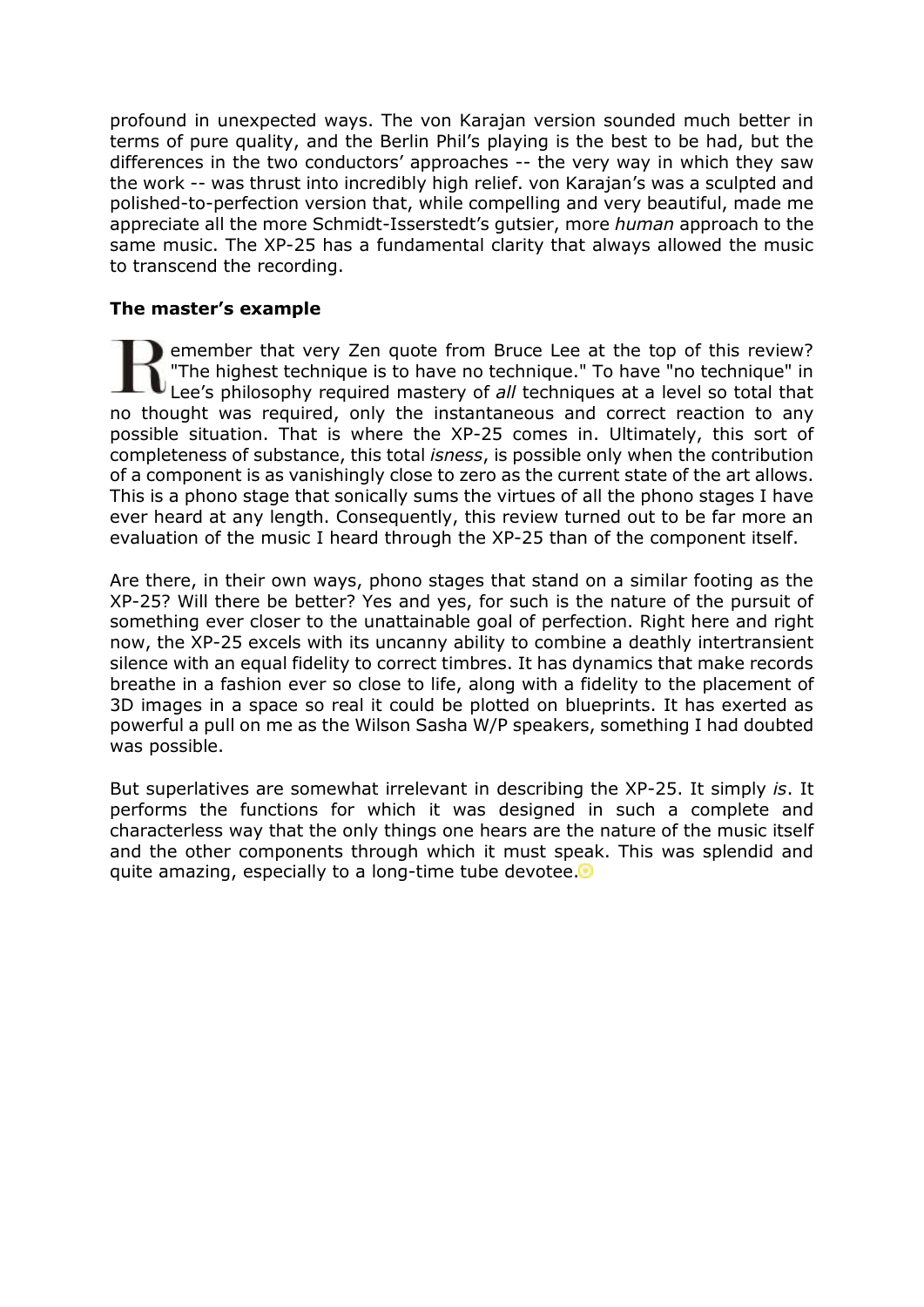profound in unexpected ways. The von Karajan version sounded much better in terms of pure quality, and the Berlin Phil's playing is the best to be had, but the differences in the two conductors' approaches -- the very way in which they saw the work -- was thrust into incredibly high relief. von Karajan's was a sculpted and polished-to-perfection version that, while compelling and very beautiful, made me appreciate all the more Schmidt-Isserstedt's gutsier, more *human* approach to the same music. The XP-25 has a fundamental clarity that always allowed the music to transcend the recording.

**The master's example**

Remember that very Zen quote from Bruce Lee at the top of this review? "The highest technique is to have no technique." To have "no technique" in Lee's philosophy required mastery of *all* techniques at a level so total that no thought was required, only the instantaneous and correct reaction to any possible situation. That is where the XP-25 comes in. Ultimately, this sort of completeness of substance, this total *isness*, is possible only when the contribution of a component is as vanishingly close to zero as the current state of the art allows. This is a phono stage that sonically sums the virtues of all the phono stages I have ever heard at any length. Consequently, this review turned out to be far more an evaluation of the music I heard through the XP-25 than of the component itself.

Are there, in their own ways, phono stages that stand on a similar footing as the XP-25? Will there be better? Yes and yes, for such is the nature of the pursuit of something ever closer to the unattainable goal of perfection. Right here and right now, the XP-25 excels with its uncanny ability to combine a deathly intertransient silence with an equal fidelity to correct timbres. It has dynamics that make records breathe in a fashion ever so close to life, along with a fidelity to the placement of 3D images in a space so real it could be plotted on blueprints. It has exerted as powerful a pull on me as the Wilson Sasha W/P speakers, something I had doubted was possible.

But superlatives are somewhat irrelevant in describing the XP-25. It simply *is*. It performs the functions for which it was designed in such a complete and characterless way that the only things one hears are the nature of the music itself and the other components through which it must speak. This was splendid and quite amazing, especially to a long-time tube devotee.